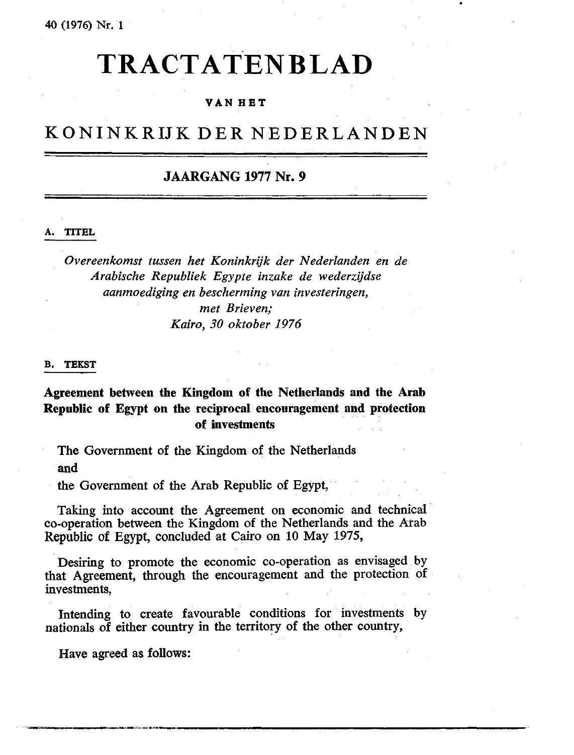# TRACTATENBLAD

### VAN HET

## KONINKRIJK DER NEDERLANDEN

### JAARGANG 1977 Nr. 9

**A. TITEL**

*Overeenkomst tussen het Koninkrijk der Nederlanden en de Arabische Republiek Egypte inzake de wederzijdse aanmoediging en bescherming van investeringen, met Brieven; Kairo, 30 oktober 1976*

**B. TEKST**

**Agreement between the Kingdom of the Netherlands and the Arab Republic of Egypt on the reciprocal encouragement and protection of investments**

The Government of the Kingdom of the Netherlands

and

the Government of the Arab Republic of Egypt,

Taking into account the Agreement on economic and technical co-operation between the Kingdom of the Netherlands and the Arab Republic of Egypt, concluded at Cairo on 10 May 1975,

Desiring to promote the economic co-operation as envisaged by that Agreement, through the encouragement and the protection of investments,

Intending to create favourable conditions for investments by nationals of either country in the territory of the other country,

Have agreed as follows: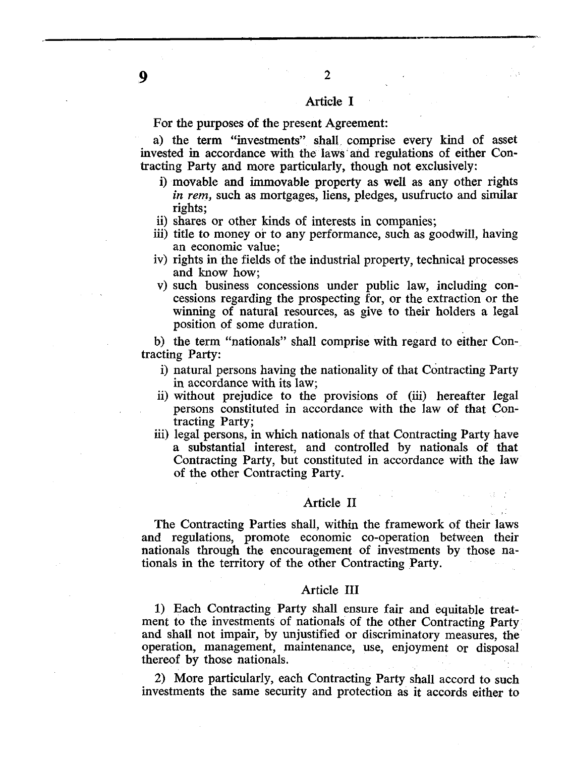## Article I

For the purposes of the present Agreement:

a) the term "investments" shall comprise every kind of asset invested in accordance with the laws and regulations of either Contracting Party and more particularly, though not exclusively:

- i) movable and immovable property as well as any other rights *in rem*, such as mortgages, liens, pledges, usufructo and similar rights;
- ii) shares or other kinds of interests in companies;
- iii) title to money or to any performance, such as goodwill, having an economic value;
- iv) rights in the fields of the industrial property, technical processes and know how;
- v) such business concessions under public law, including concessions regarding the prospecting for, or the extraction or the winning of natural resources, as give to their holders a legal position of some duration.

b) the term "nationals" shall comprise with regard to either Contracting Party:

- i) natural persons having the nationality of that Contracting Party in accordance with its law;
- ii) without prejudice to the provisions of (iii) hereafter legal persons constituted in accordance with the law of that Contracting Party;
- iii) legal persons, in which nationals of that Contracting Party have a substantial interest, and controlled by nationals of that Contracting Party, but constituted in accordance with the law of the other Contracting Party.

## Article II

The Contracting Parties shall, within the framework of their laws and regulations, promote economic co-operation between their nationals through the encouragement of investments by those nationals in the territory of the other Contracting Party.

## Article III

1) Each Contracting Party shall ensure fair and equitable treatment to the investments of nationals of the other Contracting Party and shall not impair, by unjustified or discriminatory measures, the operation, management, maintenance, use, enjoyment or disposal thereof by those nationals.

2) More particularly, each Contracting Party shall accord to such investments the same security and protection as it accords either to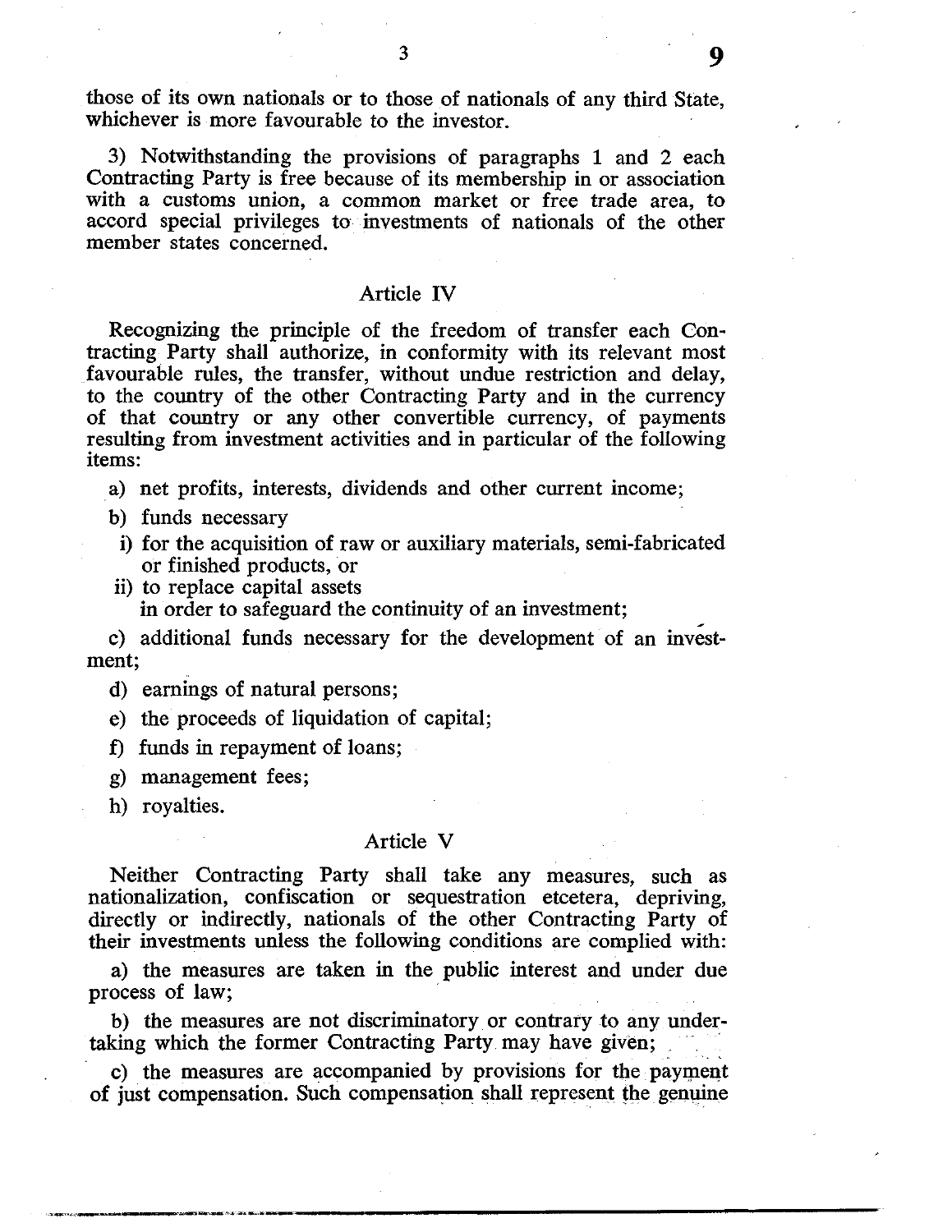those of its own nationals or to those of nationals of any third State, whichever is more favourable to the investor.

3) Notwithstanding the provisions of paragraphs 1 and 2 each Contracting Party is free because of its membership in or association with a customs union, a common market or free trade area, to accord special privileges to investments of nationals of the other member states concerned.

## Article IV

Recognizing the principle of the freedom of transfer each Contracting Party shall authorize, in conformity with its relevant most favourable rules, the transfer, without undue restriction and delay, to the country of the other Contracting Party and in the currency of that country or any other convertible currency, of payments resulting from investment activities and in particular of the following items:

a) net profits, interests, dividends and other current income;

b) funds necessary
  i) for the acquisition of raw or auxiliary materials, semi-fabricated or finished products, or
  ii) to replace capital assets
  in order to safeguard the continuity of an investment;

c) additional funds necessary for the development of an investment;

d) earnings of natural persons;

e) the proceeds of liquidation of capital;

f) funds in repayment of loans;

g) management fees;

h) royalties.

## Article V

Neither Contracting Party shall take any measures, such as nationalization, confiscation or sequestration etcetera, depriving, directly or indirectly, nationals of the other Contracting Party of their investments unless the following conditions are complied with:

a) the measures are taken in the public interest and under due process of law;

b) the measures are not discriminatory or contrary to any undertaking which the former Contracting Party may have given;

c) the measures are accompanied by provisions for the payment of just compensation. Such compensation shall represent the genuine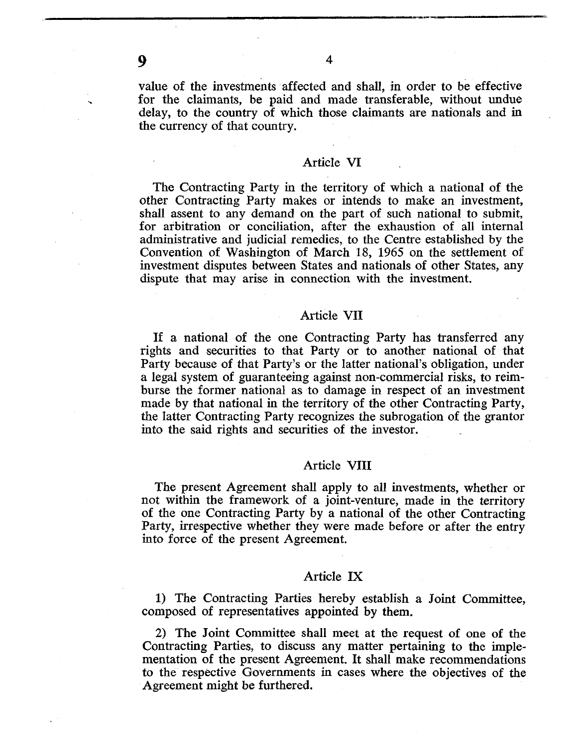value of the investments affected and shall, in order to be effective for the claimants, be paid and made transferable, without undue delay, to the country of which those claimants are nationals and in the currency of that country.

## Article VI

The Contracting Party in the territory of which a national of the other Contracting Party makes or intends to make an investment, shall assent to any demand on the part of such national to submit, for arbitration or conciliation, after the exhaustion of all internal administrative and judicial remedies, to the Centre established by the Convention of Washington of March 18, 1965 on the settlement of investment disputes between States and nationals of other States, any dispute that may arise in connection with the investment.

## Article VII

If a national of the one Contracting Party has transferred any rights and securities to that Party or to another national of that Party because of that Party's or the latter national's obligation, under a legal system of guaranteeing against non-commercial risks, to reimburse the former national as to damage in respect of an investment made by that national in the territory of the other Contracting Party, the latter Contracting Party recognizes the subrogation of the grantor into the said rights and securities of the investor.

## Article VIII

The present Agreement shall apply to all investments, whether or not within the framework of a joint-venture, made in the territory of the one Contracting Party by a national of the other Contracting Party, irrespective whether they were made before or after the entry into force of the present Agreement.

## Article IX

1) The Contracting Parties hereby establish a Joint Committee, composed of representatives appointed by them.

2) The Joint Committee shall meet at the request of one of the Contracting Parties, to discuss any matter pertaining to the implementation of the present Agreement. It shall make recommendations to the respective Governments in cases where the objectives of the Agreement might be furthered.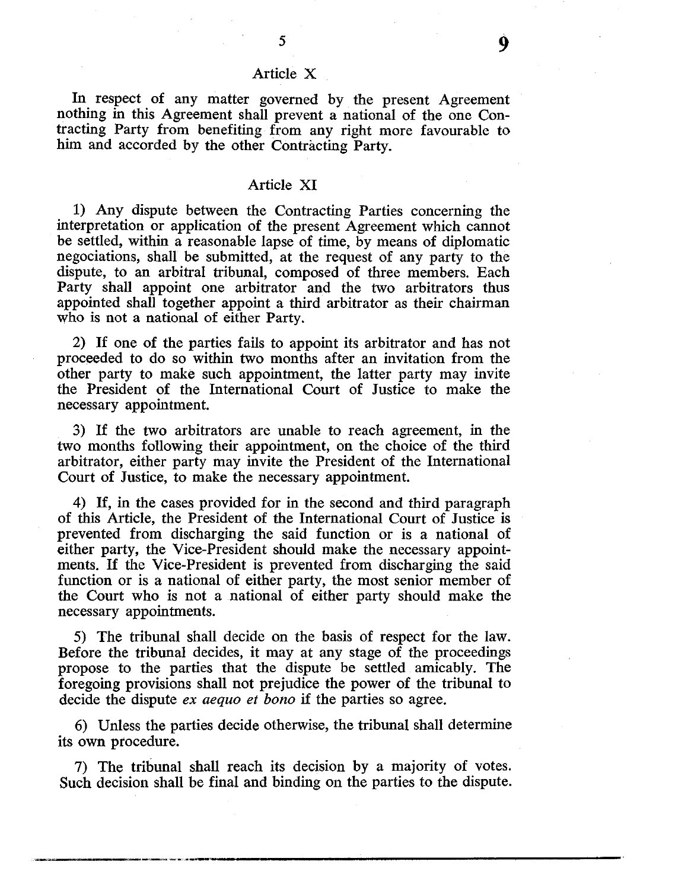## Article X

In respect of any matter governed by the present Agreement nothing in this Agreement shall prevent a national of the one Contracting Party from benefiting from any right more favourable to him and accorded by the other Contracting Party.

## Article XI

1) Any dispute between the Contracting Parties concerning the interpretation or application of the present Agreement which cannot be settled, within a reasonable lapse of time, by means of diplomatic negociations, shall be submitted, at the request of any party to the dispute, to an arbitral tribunal, composed of three members. Each Party shall appoint one arbitrator and the two arbitrators thus appointed shall together appoint a third arbitrator as their chairman who is not a national of either Party.

2) If one of the parties fails to appoint its arbitrator and has not proceeded to do so within two months after an invitation from the other party to make such appointment, the latter party may invite the President of the International Court of Justice to make the necessary appointment.

3) If the two arbitrators are unable to reach agreement, in the two months following their appointment, on the choice of the third arbitrator, either party may invite the President of the International Court of Justice, to make the necessary appointment.

4) If, in the cases provided for in the second and third paragraph of this Article, the President of the International Court of Justice is prevented from discharging the said function or is a national of either party, the Vice-President should make the necessary appointments. If the Vice-President is prevented from discharging the said function or is a national of either party, the most senior member of the Court who is not a national of either party should make the necessary appointments.

5) The tribunal shall decide on the basis of respect for the law. Before the tribunal decides, it may at any stage of the proceedings propose to the parties that the dispute be settled amicably. The foregoing provisions shall not prejudice the power of the tribunal to decide the dispute *ex aequo et bono* if the parties so agree.

6) Unless the parties decide otherwise, the tribunal shall determine its own procedure.

7) The tribunal shall reach its decision by a majority of votes. Such decision shall be final and binding on the parties to the dispute.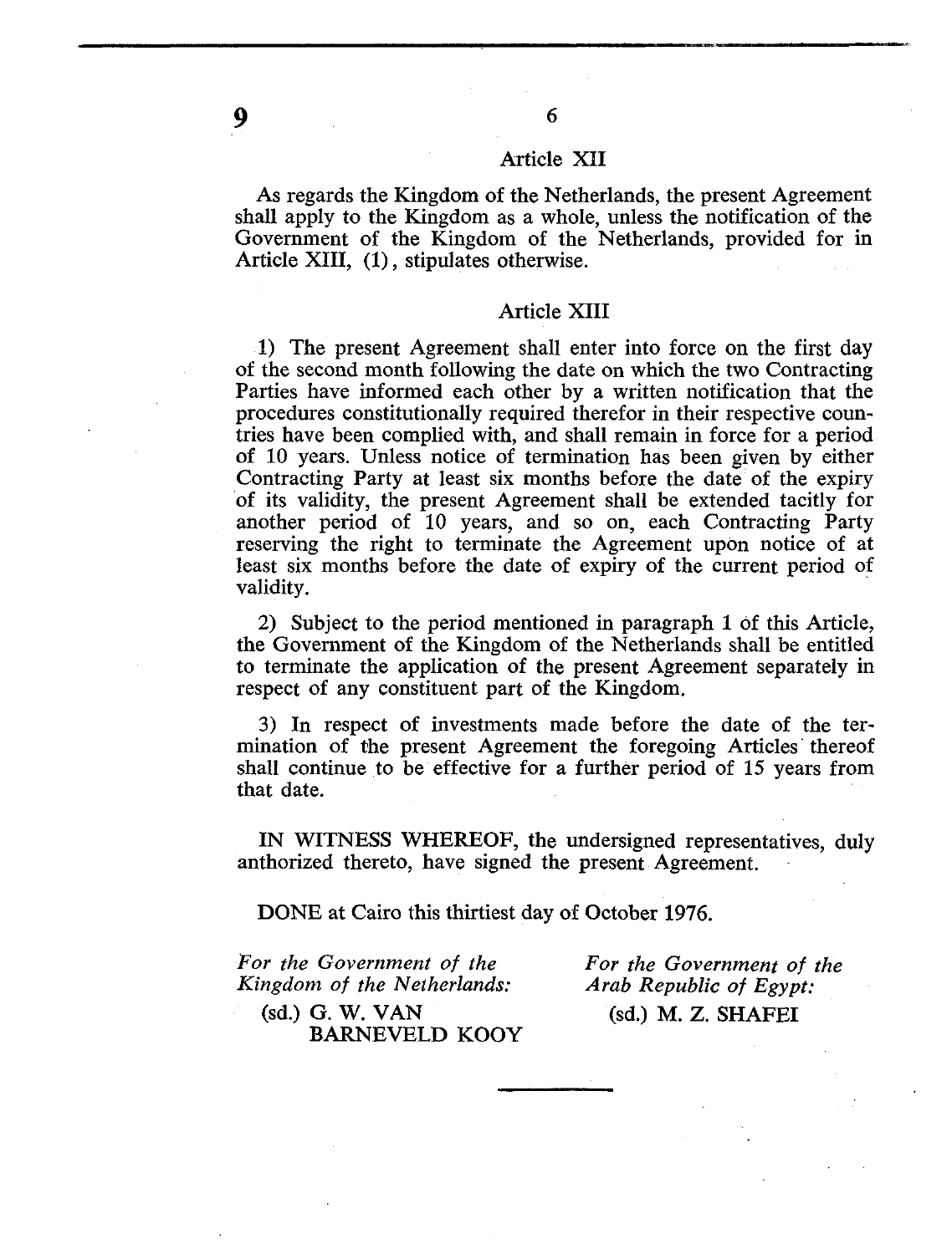### Article XII

As regards the Kingdom of the Netherlands, the present Agreement shall apply to the Kingdom as a whole, unless the notification of the Government of the Kingdom of the Netherlands, provided for in Article XIII, (1), stipulates otherwise.

### Article XIII

1) The present Agreement shall enter into force on the first day of the second month following the date on which the two Contracting Parties have informed each other by a written notification that the procedures constitutionally required therefor in their respective countries have been complied with, and shall remain in force for a period of 10 years. Unless notice of termination has been given by either Contracting Party at least six months before the date of the expiry of its validity, the present Agreement shall be extended tacitly for another period of 10 years, and so on, each Contracting Party reserving the right to terminate the Agreement upon notice of at least six months before the date of expiry of the current period of validity.

2) Subject to the period mentioned in paragraph 1 of this Article, the Government of the Kingdom of the Netherlands shall be entitled to terminate the application of the present Agreement separately in respect of any constituent part of the Kingdom.

3) In respect of investments made before the date of the termination of the present Agreement the foregoing Articles thereof shall continue to be effective for a further period of 15 years from that date.

IN WITNESS WHEREOF, the undersigned representatives, duly anthorized thereto, have signed the present Agreement.

DONE at Cairo this thirtiest day of October 1976.

*For the Government of the Kingdom of the Netherlands:*

(sd.) G. W. VAN BARNEVELD KOOY

*For the Government of the Arab Republic of Egypt:*

(sd.) M. Z. SHAFEI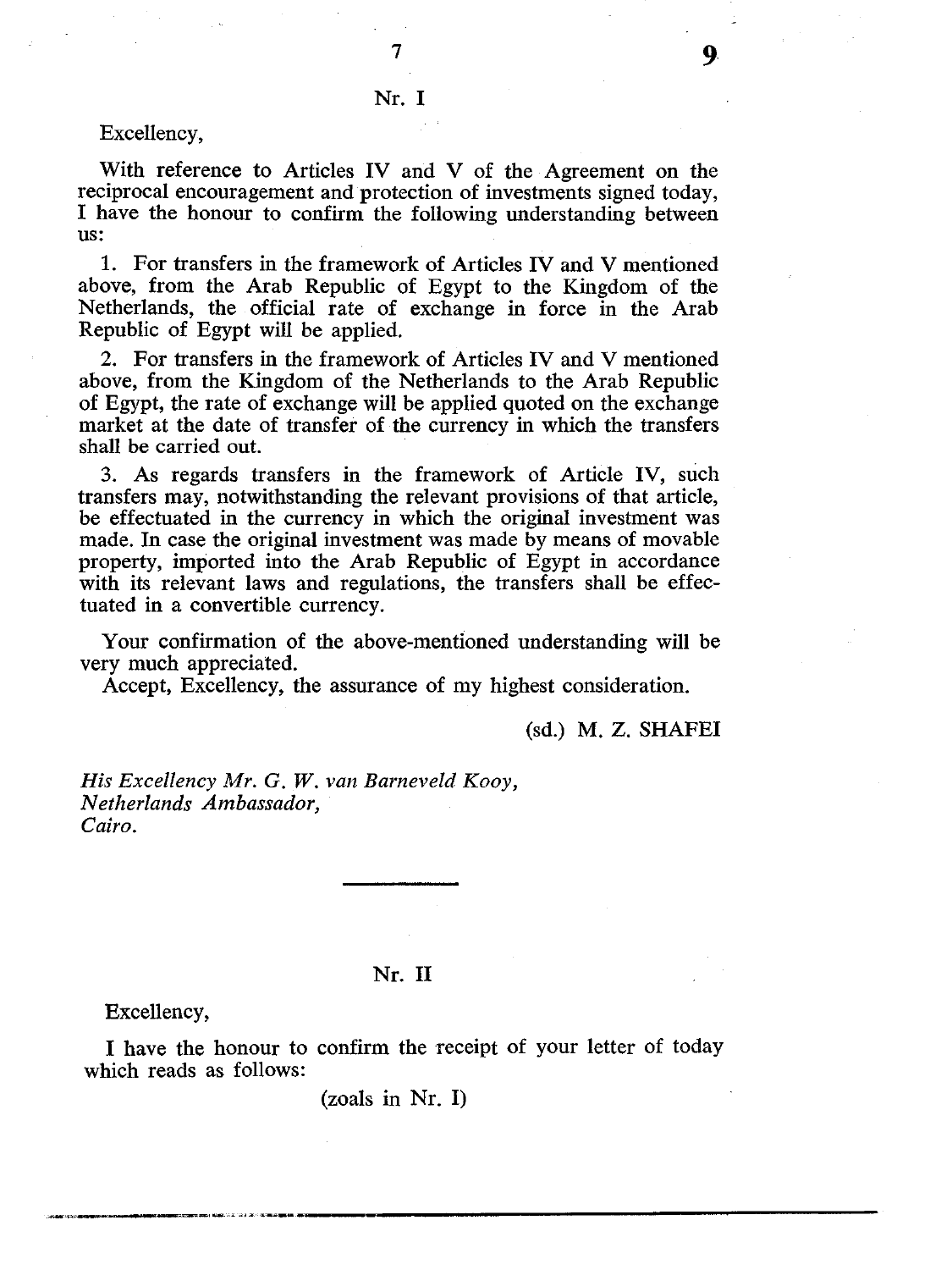## Nr. I

Excellency,

With reference to Articles IV and V of the Agreement on the reciprocal encouragement and protection of investments signed today, I have the honour to confirm the following understanding between us:

1. For transfers in the framework of Articles IV and V mentioned above, from the Arab Republic of Egypt to the Kingdom of the Netherlands, the official rate of exchange in force in the Arab Republic of Egypt will be applied.

2. For transfers in the framework of Articles IV and V mentioned above, from the Kingdom of the Netherlands to the Arab Republic of Egypt, the rate of exchange will be applied quoted on the exchange market at the date of transfer of the currency in which the transfers shall be carried out.

3. As regards transfers in the framework of Article IV, such transfers may, notwithstanding the relevant provisions of that article, be effectuated in the currency in which the original investment was made. In case the original investment was made by means of movable property, imported into the Arab Republic of Egypt in accordance with its relevant laws and regulations, the transfers shall be effectuated in a convertible currency.

Your confirmation of the above-mentioned understanding will be very much appreciated.

Accept, Excellency, the assurance of my highest consideration.

(sd.) M. Z. SHAFEI

*His Excellency Mr. G. W. van Barneveld Kooy,*
*Netherlands Ambassador,*
*Cairo.*

---

## Nr. II

Excellency,

I have the honour to confirm the receipt of your letter of today which reads as follows:

(zoals in Nr. I)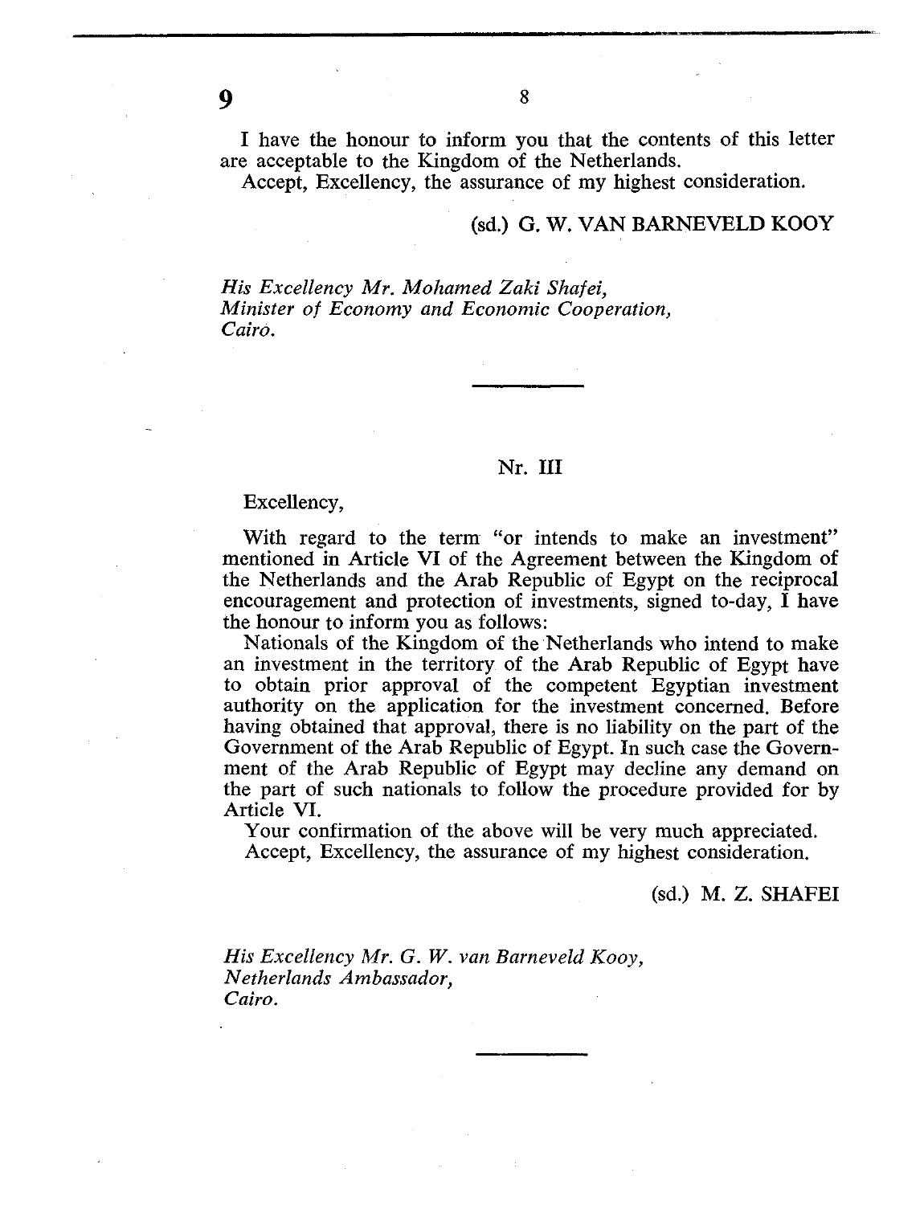I have the honour to inform you that the contents of this letter are acceptable to the Kingdom of the Netherlands.

Accept, Excellency, the assurance of my highest consideration.

(sd.) G. W. VAN BARNEVELD KOOY

*His Excellency Mr. Mohamed Zaki Shafei,*
*Minister of Economy and Economic Cooperation,*
*Cairo.*

---

## Nr. III

Excellency,

With regard to the term "or intends to make an investment" mentioned in Article VI of the Agreement between the Kingdom of the Netherlands and the Arab Republic of Egypt on the reciprocal encouragement and protection of investments, signed to-day, I have the honour to inform you as follows:

Nationals of the Kingdom of the Netherlands who intend to make an investment in the territory of the Arab Republic of Egypt have to obtain prior approval of the competent Egyptian investment authority on the application for the investment concerned. Before having obtained that approval, there is no liability on the part of the Government of the Arab Republic of Egypt. In such case the Government of the Arab Republic of Egypt may decline any demand on the part of such nationals to follow the procedure provided for by Article VI.

Your confirmation of the above will be very much appreciated.

Accept, Excellency, the assurance of my highest consideration.

(sd.) M. Z. SHAFEI

*His Excellency Mr. G. W. van Barneveld Kooy,*
*Netherlands Ambassador,*
*Cairo.*

---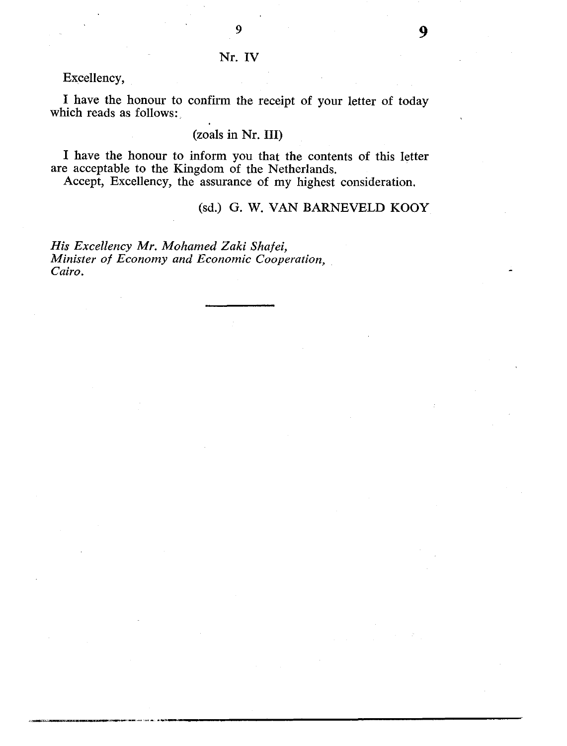## Nr. IV

Excellency,

I have the honour to confirm the receipt of your letter of today which reads as follows:

(zoals in Nr. III)

I have the honour to inform you that the contents of this letter are acceptable to the Kingdom of the Netherlands.

Accept, Excellency, the assurance of my highest consideration.

(sd.) G. W. VAN BARNEVELD KOOY

*His Excellency Mr. Mohamed Zaki Shafei,*
*Minister of Economy and Economic Cooperation,*
*Cairo.*